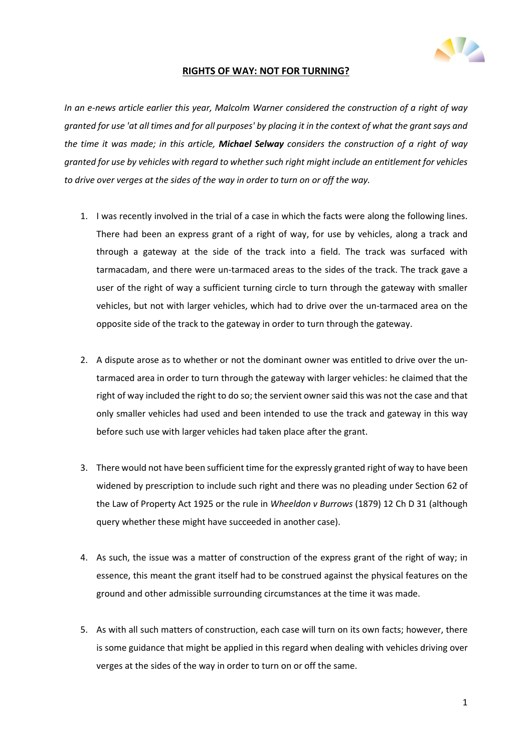# RIGHTS OF WAY: NOT FOR TURNING?

*In an e-news article earlier this year, Malcolm Warner considered the construction of a right of way granted for use 'at all times and for all purposes' by placing it in the context of what the grant says and the time it was made; in this article,* ***Michael Selway*** *considers the construction of a right of way granted for use by vehicles with regard to whether such right might include an entitlement for vehicles to drive over verges at the sides of the way in order to turn on or off the way.*

1. I was recently involved in the trial of a case in which the facts were along the following lines. There had been an express grant of a right of way, for use by vehicles, along a track and through a gateway at the side of the track into a field. The track was surfaced with tarmacadam, and there were un-tarmaced areas to the sides of the track. The track gave a user of the right of way a sufficient turning circle to turn through the gateway with smaller vehicles, but not with larger vehicles, which had to drive over the un-tarmaced area on the opposite side of the track to the gateway in order to turn through the gateway.

2. A dispute arose as to whether or not the dominant owner was entitled to drive over the un-tarmaced area in order to turn through the gateway with larger vehicles: he claimed that the right of way included the right to do so; the servient owner said this was not the case and that only smaller vehicles had used and been intended to use the track and gateway in this way before such use with larger vehicles had taken place after the grant.

3. There would not have been sufficient time for the expressly granted right of way to have been widened by prescription to include such right and there was no pleading under Section 62 of the Law of Property Act 1925 or the rule in *Wheeldon v Burrows* (1879) 12 Ch D 31 (although query whether these might have succeeded in another case).

4. As such, the issue was a matter of construction of the express grant of the right of way; in essence, this meant the grant itself had to be construed against the physical features on the ground and other admissible surrounding circumstances at the time it was made.

5. As with all such matters of construction, each case will turn on its own facts; however, there is some guidance that might be applied in this regard when dealing with vehicles driving over verges at the sides of the way in order to turn on or off the same.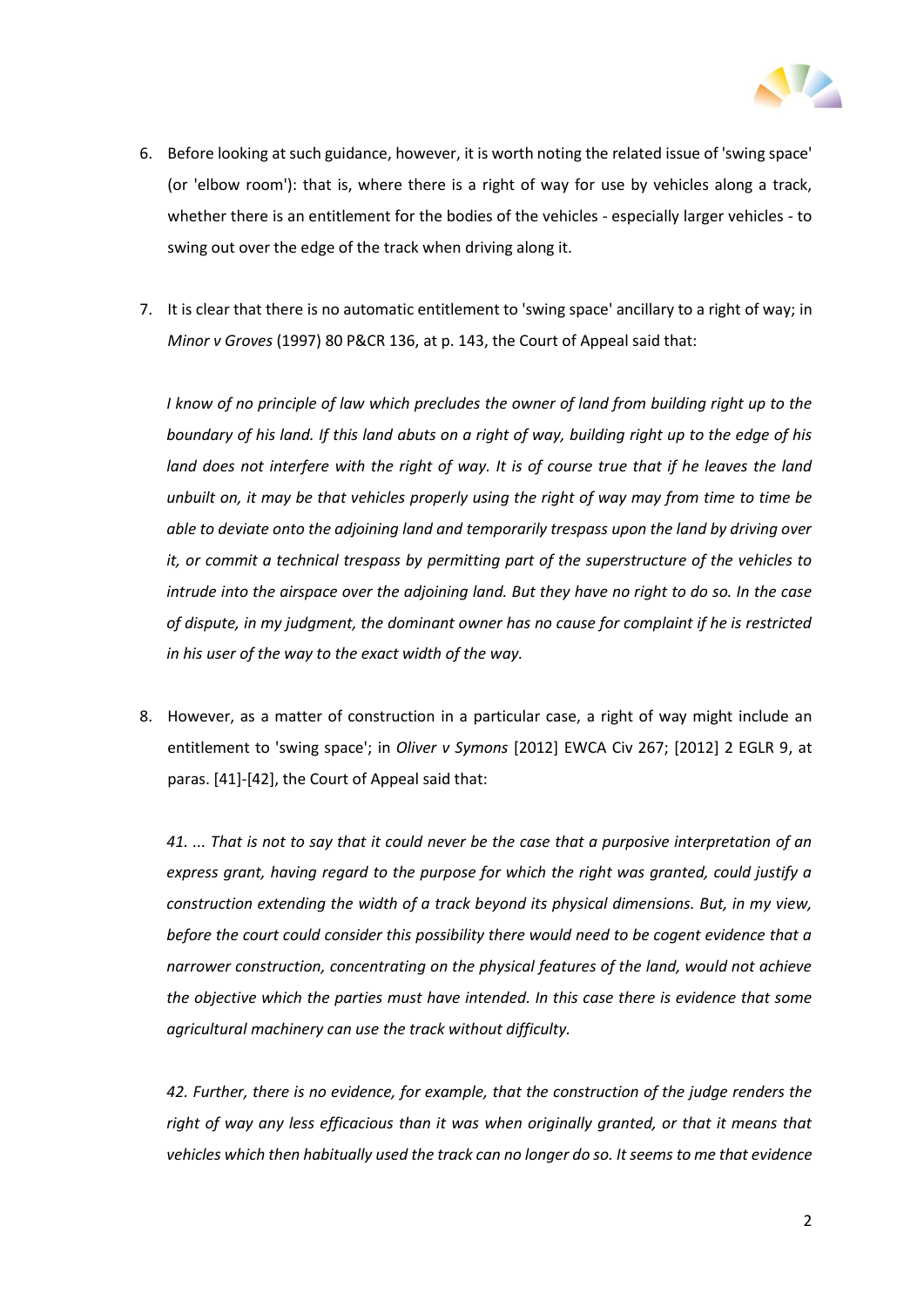6. Before looking at such guidance, however, it is worth noting the related issue of 'swing space' (or 'elbow room'): that is, where there is a right of way for use by vehicles along a track, whether there is an entitlement for the bodies of the vehicles - especially larger vehicles - to swing out over the edge of the track when driving along it.

7. It is clear that there is no automatic entitlement to 'swing space' ancillary to a right of way; in *Minor v Groves* (1997) 80 P&CR 136, at p. 143, the Court of Appeal said that:

   *I know of no principle of law which precludes the owner of land from building right up to the boundary of his land. If this land abuts on a right of way, building right up to the edge of his land does not interfere with the right of way. It is of course true that if he leaves the land unbuilt on, it may be that vehicles properly using the right of way may from time to time be able to deviate onto the adjoining land and temporarily trespass upon the land by driving over it, or commit a technical trespass by permitting part of the superstructure of the vehicles to intrude into the airspace over the adjoining land. But they have no right to do so. In the case of dispute, in my judgment, the dominant owner has no cause for complaint if he is restricted in his user of the way to the exact width of the way.*

8. However, as a matter of construction in a particular case, a right of way might include an entitlement to 'swing space'; in *Oliver v Symons* [2012] EWCA Civ 267; [2012] 2 EGLR 9, at paras. [41]-[42], the Court of Appeal said that:

   *41. ... That is not to say that it could never be the case that a purposive interpretation of an express grant, having regard to the purpose for which the right was granted, could justify a construction extending the width of a track beyond its physical dimensions. But, in my view, before the court could consider this possibility there would need to be cogent evidence that a narrower construction, concentrating on the physical features of the land, would not achieve the objective which the parties must have intended. In this case there is evidence that some agricultural machinery can use the track without difficulty.*

   *42. Further, there is no evidence, for example, that the construction of the judge renders the right of way any less efficacious than it was when originally granted, or that it means that vehicles which then habitually used the track can no longer do so. It seems to me that evidence*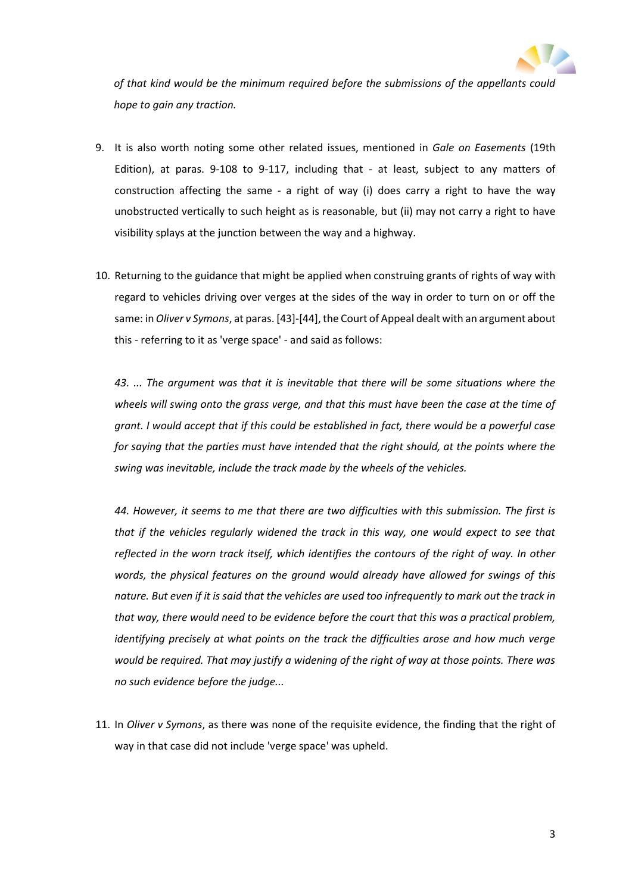*of that kind would be the minimum required before the submissions of the appellants could hope to gain any traction.*

9. It is also worth noting some other related issues, mentioned in *Gale on Easements* (19th Edition), at paras. 9-108 to 9-117, including that - at least, subject to any matters of construction affecting the same - a right of way (i) does carry a right to have the way unobstructed vertically to such height as is reasonable, but (ii) may not carry a right to have visibility splays at the junction between the way and a highway.

10. Returning to the guidance that might be applied when construing grants of rights of way with regard to vehicles driving over verges at the sides of the way in order to turn on or off the same: in *Oliver v Symons*, at paras. [43]-[44], the Court of Appeal dealt with an argument about this - referring to it as 'verge space' - and said as follows:

    *43. ... The argument was that it is inevitable that there will be some situations where the wheels will swing onto the grass verge, and that this must have been the case at the time of grant. I would accept that if this could be established in fact, there would be a powerful case for saying that the parties must have intended that the right should, at the points where the swing was inevitable, include the track made by the wheels of the vehicles.*

    *44. However, it seems to me that there are two difficulties with this submission. The first is that if the vehicles regularly widened the track in this way, one would expect to see that reflected in the worn track itself, which identifies the contours of the right of way. In other words, the physical features on the ground would already have allowed for swings of this nature. But even if it is said that the vehicles are used too infrequently to mark out the track in that way, there would need to be evidence before the court that this was a practical problem, identifying precisely at what points on the track the difficulties arose and how much verge would be required. That may justify a widening of the right of way at those points. There was no such evidence before the judge...*

11. In *Oliver v Symons*, as there was none of the requisite evidence, the finding that the right of way in that case did not include 'verge space' was upheld.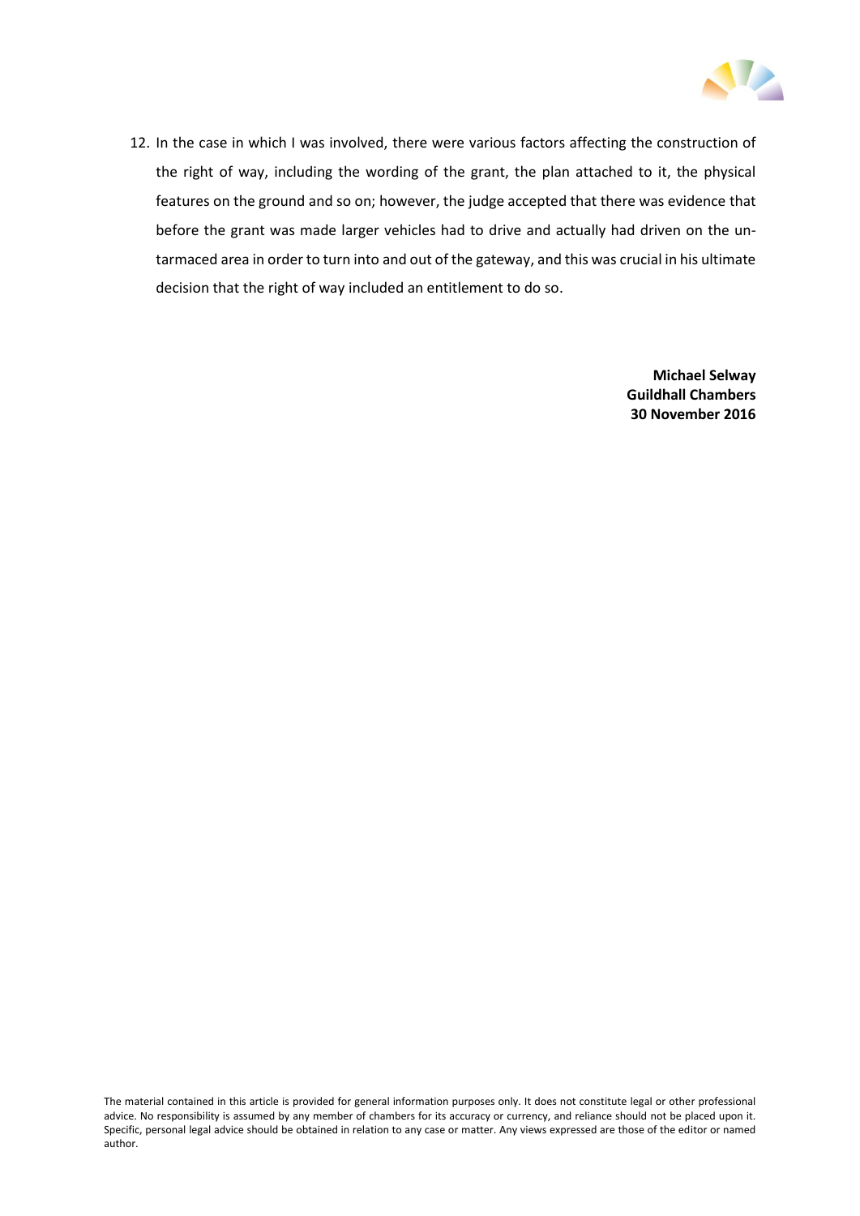12. In the case in which I was involved, there were various factors affecting the construction of the right of way, including the wording of the grant, the plan attached to it, the physical features on the ground and so on; however, the judge accepted that there was evidence that before the grant was made larger vehicles had to drive and actually had driven on the un-tarmaced area in order to turn into and out of the gateway, and this was crucial in his ultimate decision that the right of way included an entitlement to do so.

**Michael Selway**
**Guildhall Chambers**
**30 November 2016**

The material contained in this article is provided for general information purposes only. It does not constitute legal or other professional advice. No responsibility is assumed by any member of chambers for its accuracy or currency, and reliance should not be placed upon it. Specific, personal legal advice should be obtained in relation to any case or matter. Any views expressed are those of the editor or named author.